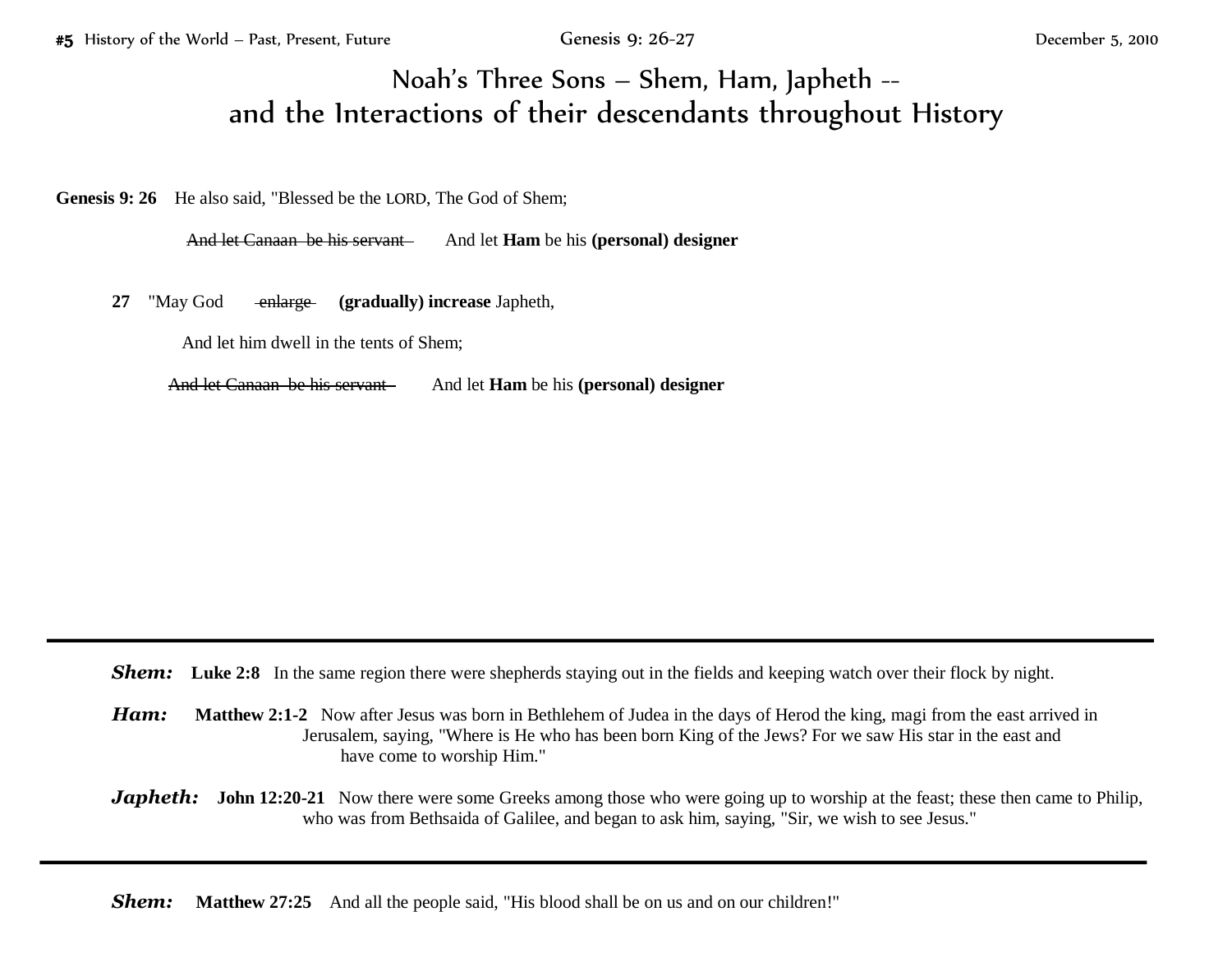# Noah's Three Sons – Shem, Ham, Japheth -- and the Interactions of their descendants throughout History

**Genesis 9: 26** He also said, "Blessed be the LORD, The God of Shem;

~~And let Canaan be his servant~~ And let **Ham** be his **(personal) designer**

**27** "May God ~~enlarge~~ **(gradually) increase** Japheth,

And let him dwell in the tents of Shem;

~~And let Canaan be his servant~~ And let **Ham** be his **(personal) designer**

---

***Shem:*** **Luke 2:8** In the same region there were shepherds staying out in the fields and keeping watch over their flock by night.

***Ham:*** **Matthew 2:1-2** Now after Jesus was born in Bethlehem of Judea in the days of Herod the king, magi from the east arrived in Jerusalem, saying, "Where is He who has been born King of the Jews? For we saw His star in the east and have come to worship Him."

***Japheth:*** **John 12:20-21** Now there were some Greeks among those who were going up to worship at the feast; these then came to Philip, who was from Bethsaida of Galilee, and began to ask him, saying, "Sir, we wish to see Jesus."

---

***Shem:*** **Matthew 27:25** And all the people said, "His blood shall be on us and on our children!"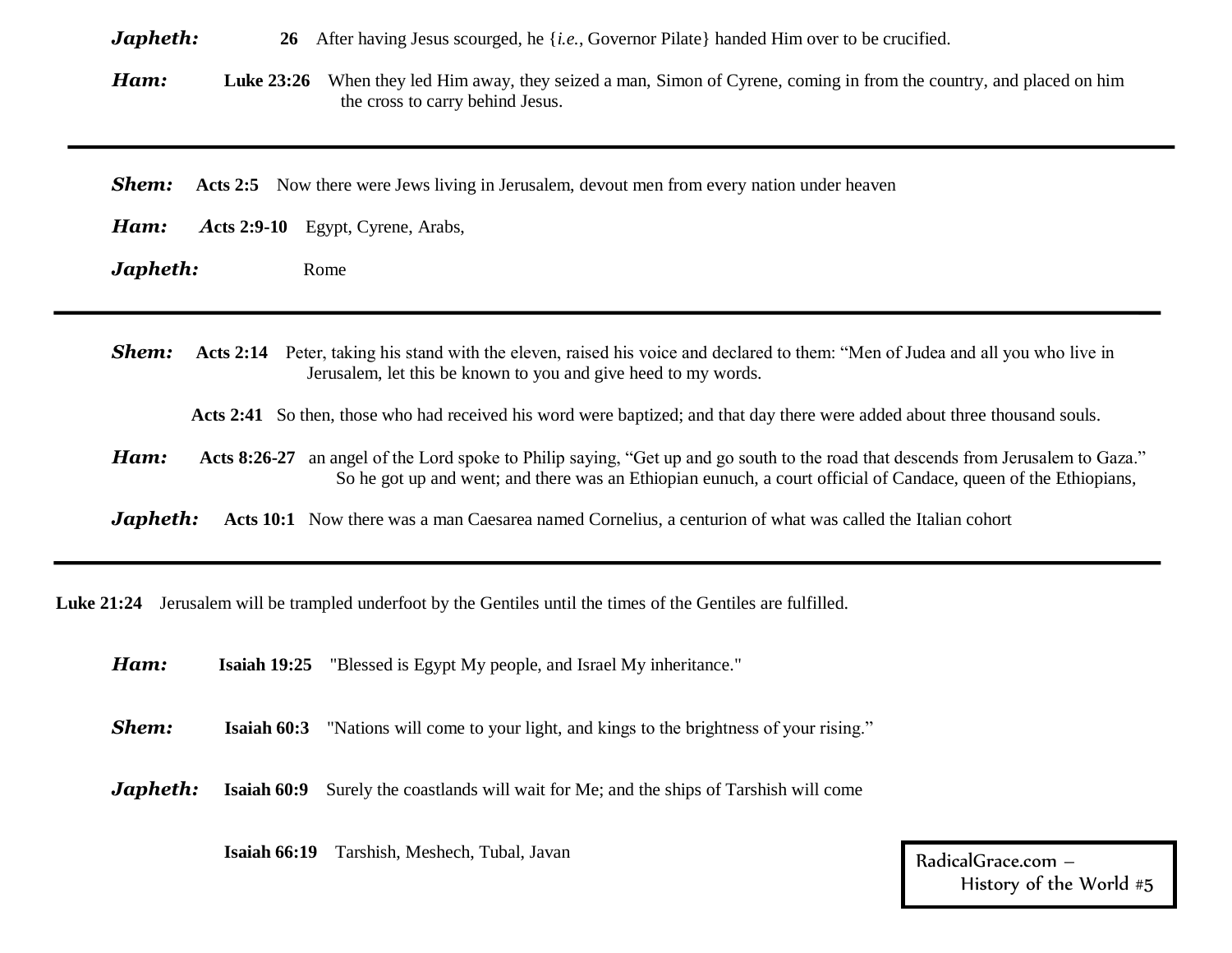***Japheth:*** **26** After having Jesus scourged, he {*i.e.*, Governor Pilate} handed Him over to be crucified.

***Ham:*** **Luke 23:26** When they led Him away, they seized a man, Simon of Cyrene, coming in from the country, and placed on him the cross to carry behind Jesus.

---

***Shem:*** **Acts 2:5** Now there were Jews living in Jerusalem, devout men from every nation under heaven

***Ham:*** **Acts 2:9-10** Egypt, Cyrene, Arabs,

***Japheth:*** Rome

---

***Shem:*** **Acts 2:14** Peter, taking his stand with the eleven, raised his voice and declared to them: "Men of Judea and all you who live in Jerusalem, let this be known to you and give heed to my words.

**Acts 2:41** So then, those who had received his word were baptized; and that day there were added about three thousand souls.

***Ham:*** **Acts 8:26-27** an angel of the Lord spoke to Philip saying, "Get up and go south to the road that descends from Jerusalem to Gaza." So he got up and went; and there was an Ethiopian eunuch, a court official of Candace, queen of the Ethiopians,

***Japheth:*** **Acts 10:1** Now there was a man Caesarea named Cornelius, a centurion of what was called the Italian cohort

---

**Luke 21:24** Jerusalem will be trampled underfoot by the Gentiles until the times of the Gentiles are fulfilled.

***Ham:*** **Isaiah 19:25** "Blessed is Egypt My people, and Israel My inheritance."

***Shem:*** **Isaiah 60:3** "Nations will come to your light, and kings to the brightness of your rising."

***Japheth:*** **Isaiah 60:9** Surely the coastlands will wait for Me; and the ships of Tarshish will come

**Isaiah 66:19** Tarshish, Meshech, Tubal, Javan

RadicalGrace.com – History of the World #5